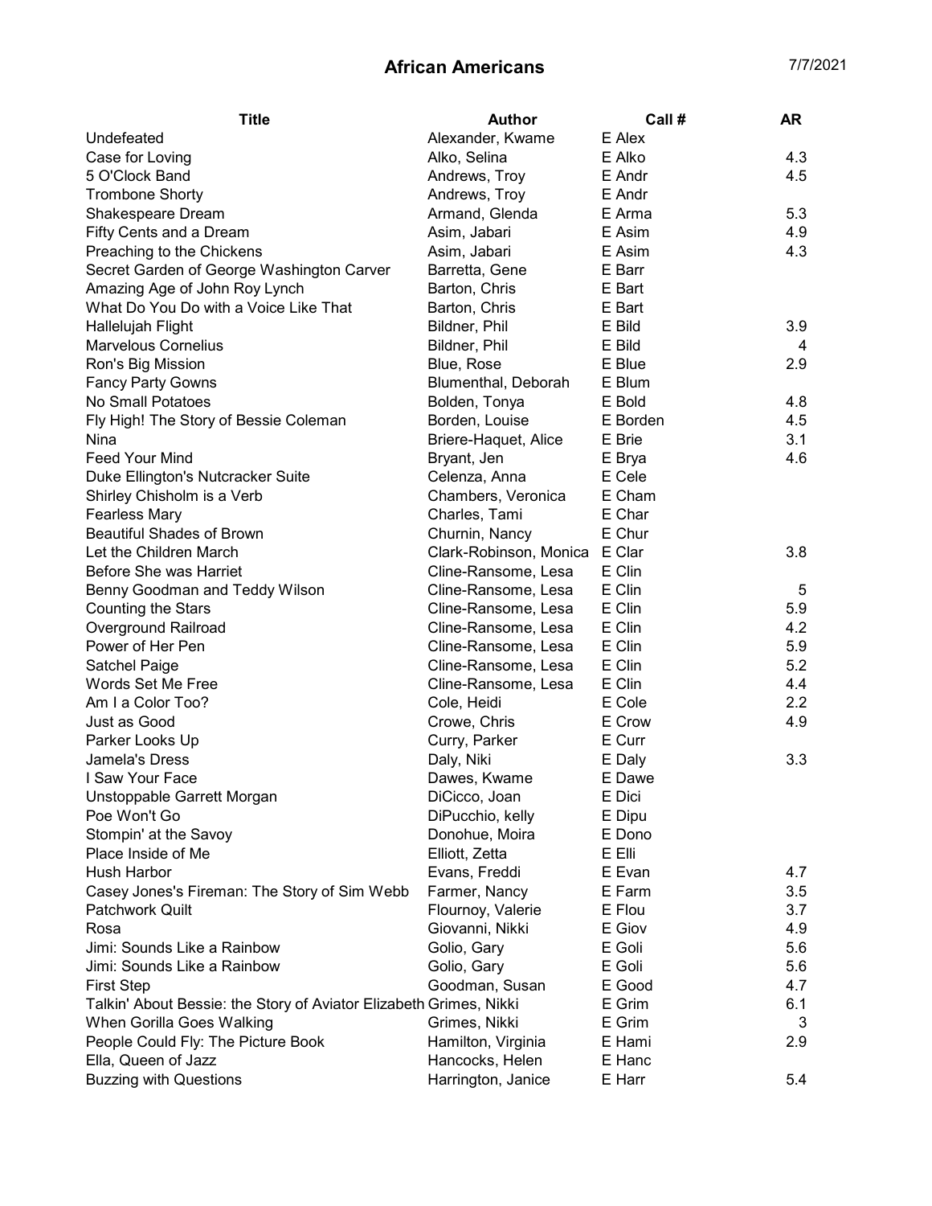# African Americans

7/7/2021

| Title | Author | Call # | AR |
|---|---|---|---|
| Undefeated | Alexander, Kwame | E Alex | |
| Case for Loving | Alko, Selina | E Alko | 4.3 |
| 5 O'Clock Band | Andrews, Troy | E Andr | 4.5 |
| Trombone Shorty | Andrews, Troy | E Andr | |
| Shakespeare Dream | Armand, Glenda | E Arma | 5.3 |
| Fifty Cents and a Dream | Asim, Jabari | E Asim | 4.9 |
| Preaching to the Chickens | Asim, Jabari | E Asim | 4.3 |
| Secret Garden of George Washington Carver | Barretta, Gene | E Barr | |
| Amazing Age of John Roy Lynch | Barton, Chris | E Bart | |
| What Do You Do with a Voice Like That | Barton, Chris | E Bart | |
| Hallelujah Flight | Bildner, Phil | E Bild | 3.9 |
| Marvelous Cornelius | Bildner, Phil | E Bild | 4 |
| Ron's Big Mission | Blue, Rose | E Blue | 2.9 |
| Fancy Party Gowns | Blumenthal, Deborah | E Blum | |
| No Small Potatoes | Bolden, Tonya | E Bold | 4.8 |
| Fly High! The Story of Bessie Coleman | Borden, Louise | E Borden | 4.5 |
| Nina | Briere-Haquet, Alice | E Brie | 3.1 |
| Feed Your Mind | Bryant, Jen | E Brya | 4.6 |
| Duke Ellington's Nutcracker Suite | Celenza, Anna | E Cele | |
| Shirley Chisholm is a Verb | Chambers, Veronica | E Cham | |
| Fearless Mary | Charles, Tami | E Char | |
| Beautiful Shades of Brown | Churnin, Nancy | E Chur | |
| Let the Children March | Clark-Robinson, Monica | E Clar | 3.8 |
| Before She was Harriet | Cline-Ransome, Lesa | E Clin | |
| Benny Goodman and Teddy Wilson | Cline-Ransome, Lesa | E Clin | 5 |
| Counting the Stars | Cline-Ransome, Lesa | E Clin | 5.9 |
| Overground Railroad | Cline-Ransome, Lesa | E Clin | 4.2 |
| Power of Her Pen | Cline-Ransome, Lesa | E Clin | 5.9 |
| Satchel Paige | Cline-Ransome, Lesa | E Clin | 5.2 |
| Words Set Me Free | Cline-Ransome, Lesa | E Clin | 4.4 |
| Am I a Color Too? | Cole, Heidi | E Cole | 2.2 |
| Just as Good | Crowe, Chris | E Crow | 4.9 |
| Parker Looks Up | Curry, Parker | E Curr | |
| Jamela's Dress | Daly, Niki | E Daly | 3.3 |
| I Saw Your Face | Dawes, Kwame | E Dawe | |
| Unstoppable Garrett Morgan | DiCicco, Joan | E Dici | |
| Poe Won't Go | DiPucchio, kelly | E Dipu | |
| Stompin' at the Savoy | Donohue, Moira | E Dono | |
| Place Inside of Me | Elliott, Zetta | E Elli | |
| Hush Harbor | Evans, Freddi | E Evan | 4.7 |
| Casey Jones's Fireman: The Story of Sim Webb | Farmer, Nancy | E Farm | 3.5 |
| Patchwork Quilt | Flournoy, Valerie | E Flou | 3.7 |
| Rosa | Giovanni, Nikki | E Giov | 4.9 |
| Jimi: Sounds Like a Rainbow | Golio, Gary | E Goli | 5.6 |
| Jimi: Sounds Like a Rainbow | Golio, Gary | E Goli | 5.6 |
| First Step | Goodman, Susan | E Good | 4.7 |
| Talkin' About Bessie: the Story of Aviator Elizabeth | Grimes, Nikki | E Grim | 6.1 |
| When Gorilla Goes Walking | Grimes, Nikki | E Grim | 3 |
| People Could Fly: The Picture Book | Hamilton, Virginia | E Hami | 2.9 |
| Ella, Queen of Jazz | Hancocks, Helen | E Hanc | |
| Buzzing with Questions | Harrington, Janice | E Harr | 5.4 |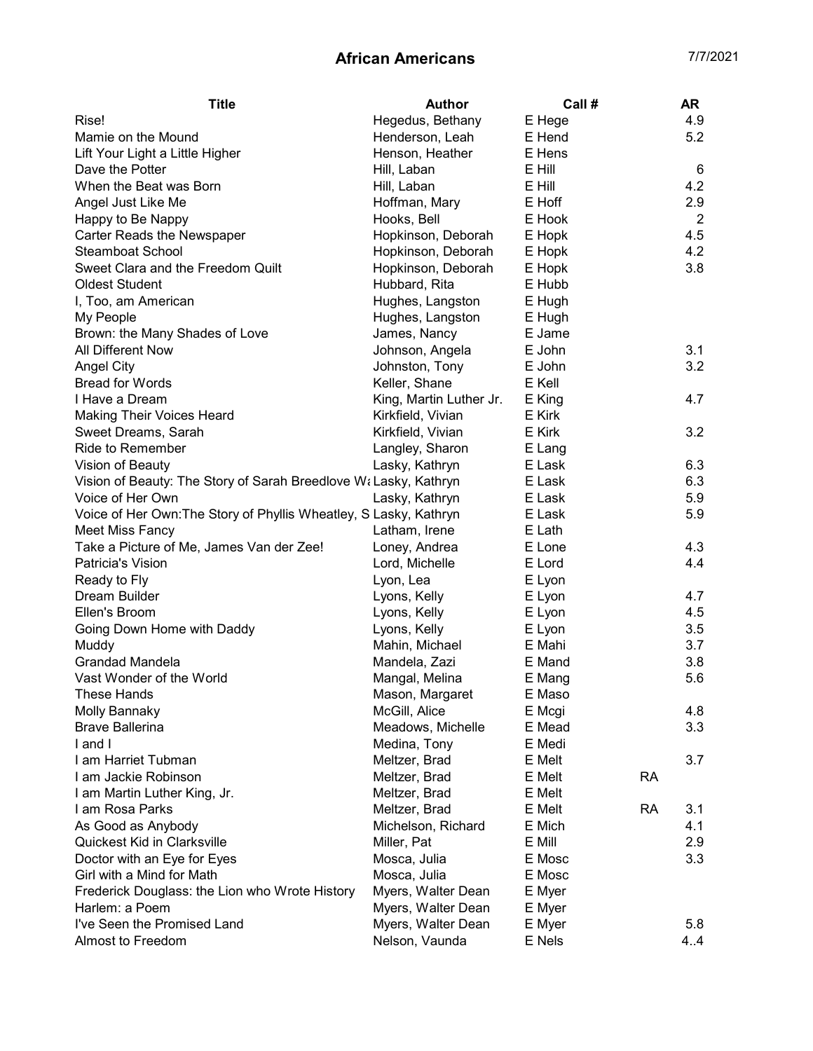# African Americans

| Title | Author | Call # | | AR |
|---|---|---|---|---|
| Rise! | Hegedus, Bethany | E Hege | | 4.9 |
| Mamie on the Mound | Henderson, Leah | E Hend | | 5.2 |
| Lift Your Light a Little Higher | Henson, Heather | E Hens | | |
| Dave the Potter | Hill, Laban | E Hill | | 6 |
| When the Beat was Born | Hill, Laban | E Hill | | 4.2 |
| Angel Just Like Me | Hoffman, Mary | E Hoff | | 2.9 |
| Happy to Be Nappy | Hooks, Bell | E Hook | | 2 |
| Carter Reads the Newspaper | Hopkinson, Deborah | E Hopk | | 4.5 |
| Steamboat School | Hopkinson, Deborah | E Hopk | | 4.2 |
| Sweet Clara and the Freedom Quilt | Hopkinson, Deborah | E Hopk | | 3.8 |
| Oldest Student | Hubbard, Rita | E Hubb | | |
| I, Too, am American | Hughes, Langston | E Hugh | | |
| My People | Hughes, Langston | E Hugh | | |
| Brown: the Many Shades of Love | James, Nancy | E Jame | | |
| All Different Now | Johnson, Angela | E John | | 3.1 |
| Angel City | Johnston, Tony | E John | | 3.2 |
| Bread for Words | Keller, Shane | E Kell | | |
| I Have a Dream | King, Martin Luther Jr. | E King | | 4.7 |
| Making Their Voices Heard | Kirkfield, Vivian | E Kirk | | |
| Sweet Dreams, Sarah | Kirkfield, Vivian | E Kirk | | 3.2 |
| Ride to Remember | Langley, Sharon | E Lang | | |
| Vision of Beauty | Lasky, Kathryn | E Lask | | 6.3 |
| Vision of Beauty: The Story of Sarah Breedlove Wa | Lasky, Kathryn | E Lask | | 6.3 |
| Voice of Her Own | Lasky, Kathryn | E Lask | | 5.9 |
| Voice of Her Own:The Story of Phyllis Wheatley, S | Lasky, Kathryn | E Lask | | 5.9 |
| Meet Miss Fancy | Latham, Irene | E Lath | | |
| Take a Picture of Me, James Van der Zee! | Loney, Andrea | E Lone | | 4.3 |
| Patricia's Vision | Lord, Michelle | E Lord | | 4.4 |
| Ready to Fly | Lyon, Lea | E Lyon | | |
| Dream Builder | Lyons, Kelly | E Lyon | | 4.7 |
| Ellen's Broom | Lyons, Kelly | E Lyon | | 4.5 |
| Going Down Home with Daddy | Lyons, Kelly | E Lyon | | 3.5 |
| Muddy | Mahin, Michael | E Mahi | | 3.7 |
| Grandad Mandela | Mandela, Zazi | E Mand | | 3.8 |
| Vast Wonder of the World | Mangal, Melina | E Mang | | 5.6 |
| These Hands | Mason, Margaret | E Maso | | |
| Molly Bannaky | McGill, Alice | E Mcgi | | 4.8 |
| Brave Ballerina | Meadows, Michelle | E Mead | | 3.3 |
| I and I | Medina, Tony | E Medi | | |
| I am Harriet Tubman | Meltzer, Brad | E Melt | | 3.7 |
| I am Jackie Robinson | Meltzer, Brad | E Melt | RA | |
| I am Martin Luther King, Jr. | Meltzer, Brad | E Melt | | |
| I am Rosa Parks | Meltzer, Brad | E Melt | RA | 3.1 |
| As Good as Anybody | Michelson, Richard | E Mich | | 4.1 |
| Quickest Kid in Clarksville | Miller, Pat | E Mill | | 2.9 |
| Doctor with an Eye for Eyes | Mosca, Julia | E Mosc | | 3.3 |
| Girl with a Mind for Math | Mosca, Julia | E Mosc | | |
| Frederick Douglass: the Lion who Wrote History | Myers, Walter Dean | E Myer | | |
| Harlem: a Poem | Myers, Walter Dean | E Myer | | |
| I've Seen the Promised Land | Myers, Walter Dean | E Myer | | 5.8 |
| Almost to Freedom | Nelson, Vaunda | E Nels | | 4..4 |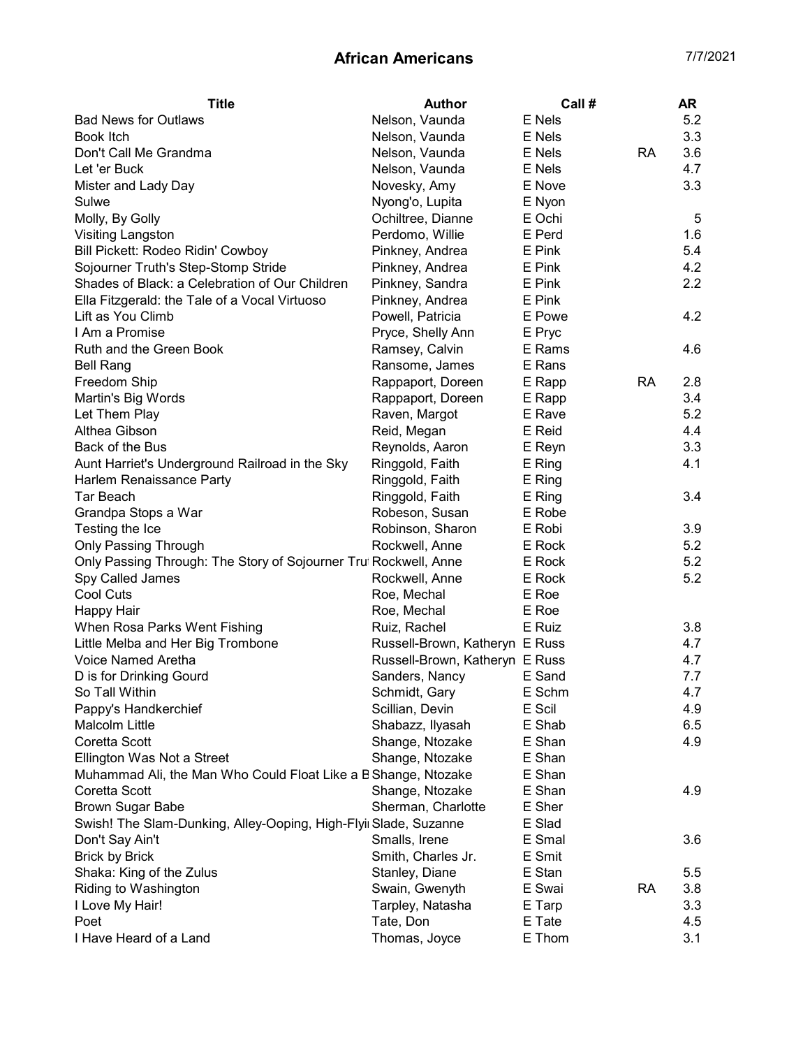# African Americans

7/7/2021

| Title | Author | Call # | | AR |
|---|---|---|---|---|
| Bad News for Outlaws | Nelson, Vaunda | E Nels | | 5.2 |
| Book Itch | Nelson, Vaunda | E Nels | | 3.3 |
| Don't Call Me Grandma | Nelson, Vaunda | E Nels | RA | 3.6 |
| Let 'er Buck | Nelson, Vaunda | E Nels | | 4.7 |
| Mister and Lady Day | Novesky, Amy | E Nove | | 3.3 |
| Sulwe | Nyong'o, Lupita | E Nyon | | |
| Molly, By Golly | Ochiltree, Dianne | E Ochi | | 5 |
| Visiting Langston | Perdomo, Willie | E Perd | | 1.6 |
| Bill Pickett: Rodeo Ridin' Cowboy | Pinkney, Andrea | E Pink | | 5.4 |
| Sojourner Truth's Step-Stomp Stride | Pinkney, Andrea | E Pink | | 4.2 |
| Shades of Black: a Celebration of Our Children | Pinkney, Sandra | E Pink | | 2.2 |
| Ella Fitzgerald: the Tale of a Vocal Virtuoso | Pinkney, Andrea | E Pink | | |
| Lift as You Climb | Powell, Patricia | E Powe | | 4.2 |
| I Am a Promise | Pryce, Shelly Ann | E Pryc | | |
| Ruth and the Green Book | Ramsey, Calvin | E Rams | | 4.6 |
| Bell Rang | Ransome, James | E Rans | | |
| Freedom Ship | Rappaport, Doreen | E Rapp | RA | 2.8 |
| Martin's Big Words | Rappaport, Doreen | E Rapp | | 3.4 |
| Let Them Play | Raven, Margot | E Rave | | 5.2 |
| Althea Gibson | Reid, Megan | E Reid | | 4.4 |
| Back of the Bus | Reynolds, Aaron | E Reyn | | 3.3 |
| Aunt Harriet's Underground Railroad in the Sky | Ringgold, Faith | E Ring | | 4.1 |
| Harlem Renaissance Party | Ringgold, Faith | E Ring | | |
| Tar Beach | Ringgold, Faith | E Ring | | 3.4 |
| Grandpa Stops a War | Robeson, Susan | E Robe | | |
| Testing the Ice | Robinson, Sharon | E Robi | | 3.9 |
| Only Passing Through | Rockwell, Anne | E Rock | | 5.2 |
| Only Passing Through: The Story of Sojourner Tru | Rockwell, Anne | E Rock | | 5.2 |
| Spy Called James | Rockwell, Anne | E Rock | | 5.2 |
| Cool Cuts | Roe, Mechal | E Roe | | |
| Happy Hair | Roe, Mechal | E Roe | | |
| When Rosa Parks Went Fishing | Ruiz, Rachel | E Ruiz | | 3.8 |
| Little Melba and Her Big Trombone | Russell-Brown, Katheryn | E Russ | | 4.7 |
| Voice Named Aretha | Russell-Brown, Katheryn | E Russ | | 4.7 |
| D is for Drinking Gourd | Sanders, Nancy | E Sand | | 7.7 |
| So Tall Within | Schmidt, Gary | E Schm | | 4.7 |
| Pappy's Handkerchief | Scillian, Devin | E Scil | | 4.9 |
| Malcolm Little | Shabazz, Ilyasah | E Shab | | 6.5 |
| Coretta Scott | Shange, Ntozake | E Shan | | 4.9 |
| Ellington Was Not a Street | Shange, Ntozake | E Shan | | |
| Muhammad Ali, the Man Who Could Float Like a B | Shange, Ntozake | E Shan | | |
| Coretta Scott | Shange, Ntozake | E Shan | | 4.9 |
| Brown Sugar Babe | Sherman, Charlotte | E Sher | | |
| Swish! The Slam-Dunking, Alley-Ooping, High-Flyi | Slade, Suzanne | E Slad | | |
| Don't Say Ain't | Smalls, Irene | E Smal | | 3.6 |
| Brick by Brick | Smith, Charles Jr. | E Smit | | |
| Shaka: King of the Zulus | Stanley, Diane | E Stan | | 5.5 |
| Riding to Washington | Swain, Gwenyth | E Swai | RA | 3.8 |
| I Love My Hair! | Tarpley, Natasha | E Tarp | | 3.3 |
| Poet | Tate, Don | E Tate | | 4.5 |
| I Have Heard of a Land | Thomas, Joyce | E Thom | | 3.1 |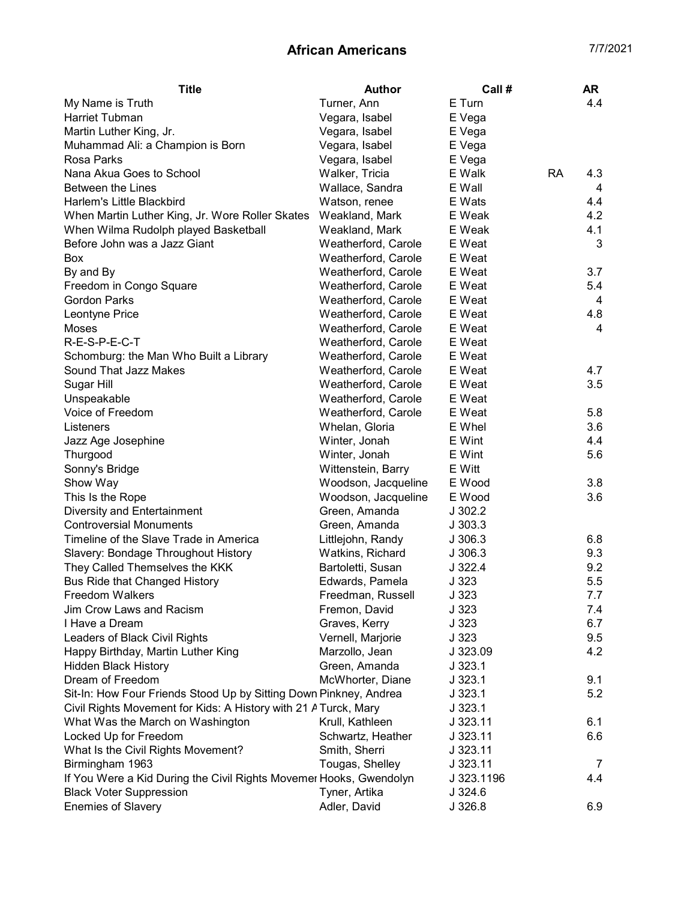# African Americans

7/7/2021

| Title | Author | Call # | | AR |
|---|---|---|---|---|
| My Name is Truth | Turner, Ann | E Turn | | 4.4 |
| Harriet Tubman | Vegara, Isabel | E Vega | | |
| Martin Luther King, Jr. | Vegara, Isabel | E Vega | | |
| Muhammad Ali: a Champion is Born | Vegara, Isabel | E Vega | | |
| Rosa Parks | Vegara, Isabel | E Vega | | |
| Nana Akua Goes to School | Walker, Tricia | E Walk | RA | 4.3 |
| Between the Lines | Wallace, Sandra | E Wall | | 4 |
| Harlem's Little Blackbird | Watson, renee | E Wats | | 4.4 |
| When Martin Luther King, Jr. Wore Roller Skates | Weakland, Mark | E Weak | | 4.2 |
| When Wilma Rudolph played Basketball | Weakland, Mark | E Weak | | 4.1 |
| Before John was a Jazz Giant | Weatherford, Carole | E Weat | | 3 |
| Box | Weatherford, Carole | E Weat | | |
| By and By | Weatherford, Carole | E Weat | | 3.7 |
| Freedom in Congo Square | Weatherford, Carole | E Weat | | 5.4 |
| Gordon Parks | Weatherford, Carole | E Weat | | 4 |
| Leontyne Price | Weatherford, Carole | E Weat | | 4.8 |
| Moses | Weatherford, Carole | E Weat | | 4 |
| R-E-S-P-E-C-T | Weatherford, Carole | E Weat | | |
| Schomburg: the Man Who Built a Library | Weatherford, Carole | E Weat | | |
| Sound That Jazz Makes | Weatherford, Carole | E Weat | | 4.7 |
| Sugar Hill | Weatherford, Carole | E Weat | | 3.5 |
| Unspeakable | Weatherford, Carole | E Weat | | |
| Voice of Freedom | Weatherford, Carole | E Weat | | 5.8 |
| Listeners | Whelan, Gloria | E Whel | | 3.6 |
| Jazz Age Josephine | Winter, Jonah | E Wint | | 4.4 |
| Thurgood | Winter, Jonah | E Wint | | 5.6 |
| Sonny's Bridge | Wittenstein, Barry | E Witt | | |
| Show Way | Woodson, Jacqueline | E Wood | | 3.8 |
| This Is the Rope | Woodson, Jacqueline | E Wood | | 3.6 |
| Diversity and Entertainment | Green, Amanda | J 302.2 | | |
| Controversial Monuments | Green, Amanda | J 303.3 | | |
| Timeline of the Slave Trade in America | Littlejohn, Randy | J 306.3 | | 6.8 |
| Slavery: Bondage Throughout History | Watkins, Richard | J 306.3 | | 9.3 |
| They Called Themselves the KKK | Bartoletti, Susan | J 322.4 | | 9.2 |
| Bus Ride that Changed History | Edwards, Pamela | J 323 | | 5.5 |
| Freedom Walkers | Freedman, Russell | J 323 | | 7.7 |
| Jim Crow Laws and Racism | Fremon, David | J 323 | | 7.4 |
| I Have a Dream | Graves, Kerry | J 323 | | 6.7 |
| Leaders of Black Civil Rights | Vernell, Marjorie | J 323 | | 9.5 |
| Happy Birthday, Martin Luther King | Marzollo, Jean | J 323.09 | | 4.2 |
| Hidden Black History | Green, Amanda | J 323.1 | | |
| Dream of Freedom | McWhorter, Diane | J 323.1 | | 9.1 |
| Sit-In: How Four Friends Stood Up by Sitting Down | Pinkney, Andrea | J 323.1 | | 5.2 |
| Civil Rights Movement for Kids: A History with 21 A | Turck, Mary | J 323.1 | | |
| What Was the March on Washington | Krull, Kathleen | J 323.11 | | 6.1 |
| Locked Up for Freedom | Schwartz, Heather | J 323.11 | | 6.6 |
| What Is the Civil Rights Movement? | Smith, Sherri | J 323.11 | | |
| Birmingham 1963 | Tougas, Shelley | J 323.11 | | 7 |
| If You Were a Kid During the Civil Rights Movemer | Hooks, Gwendolyn | J 323.1196 | | 4.4 |
| Black Voter Suppression | Tyner, Artika | J 324.6 | | |
| Enemies of Slavery | Adler, David | J 326.8 | | 6.9 |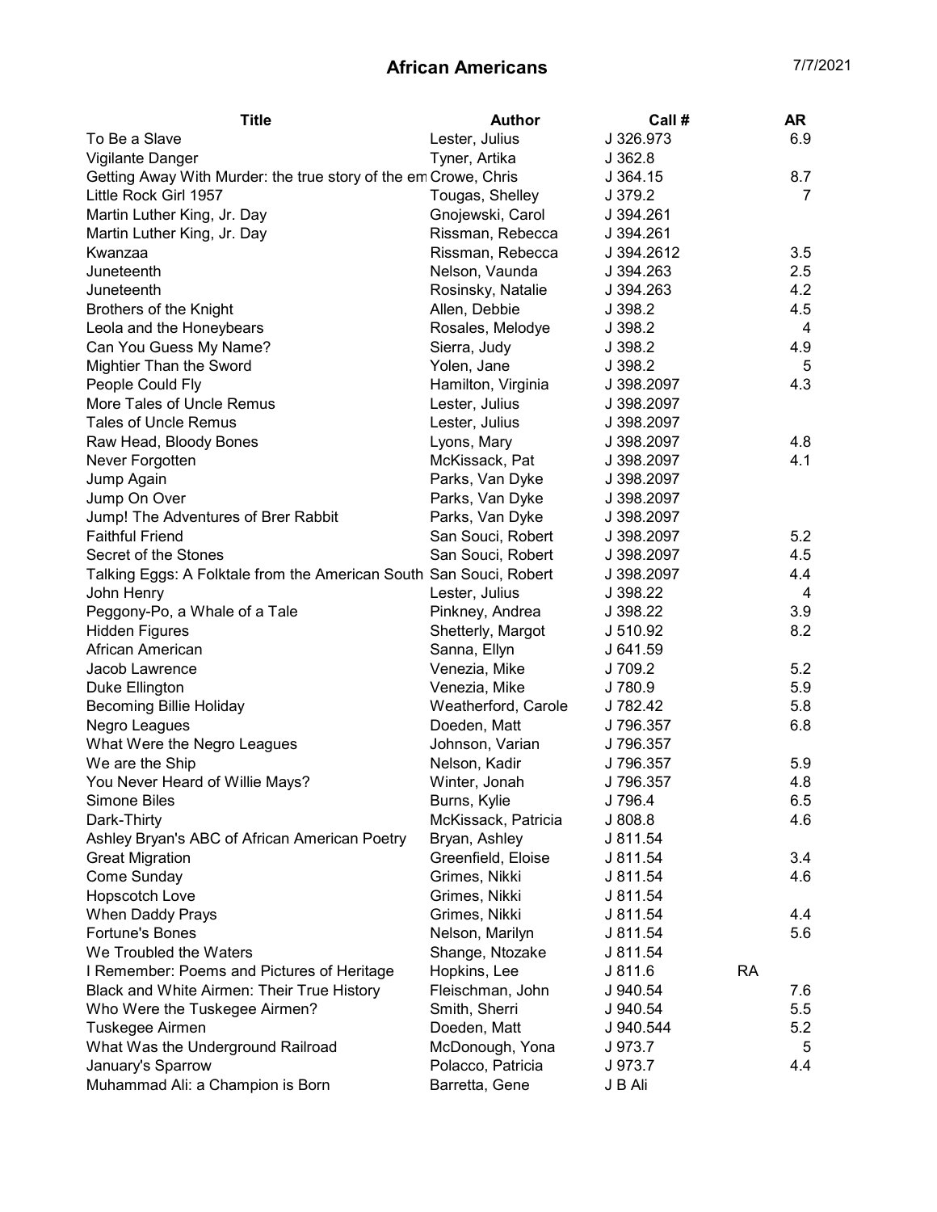# African Americans

| Title | Author | Call # | AR |
| --- | --- | --- | --- |
| To Be a Slave | Lester, Julius | J 326.973 | 6.9 |
| Vigilante Danger | Tyner, Artika | J 362.8 | |
| Getting Away With Murder: the true story of the em | Crowe, Chris | J 364.15 | 8.7 |
| Little Rock Girl 1957 | Tougas, Shelley | J 379.2 | 7 |
| Martin Luther King, Jr. Day | Gnojewski, Carol | J 394.261 | |
| Martin Luther King, Jr. Day | Rissman, Rebecca | J 394.261 | |
| Kwanzaa | Rissman, Rebecca | J 394.2612 | 3.5 |
| Juneteenth | Nelson, Vaunda | J 394.263 | 2.5 |
| Juneteenth | Rosinsky, Natalie | J 394.263 | 4.2 |
| Brothers of the Knight | Allen, Debbie | J 398.2 | 4.5 |
| Leola and the Honeybears | Rosales, Melodye | J 398.2 | 4 |
| Can You Guess My Name? | Sierra, Judy | J 398.2 | 4.9 |
| Mightier Than the Sword | Yolen, Jane | J 398.2 | 5 |
| People Could Fly | Hamilton, Virginia | J 398.2097 | 4.3 |
| More Tales of Uncle Remus | Lester, Julius | J 398.2097 | |
| Tales of Uncle Remus | Lester, Julius | J 398.2097 | |
| Raw Head, Bloody Bones | Lyons, Mary | J 398.2097 | 4.8 |
| Never Forgotten | McKissack, Pat | J 398.2097 | 4.1 |
| Jump Again | Parks, Van Dyke | J 398.2097 | |
| Jump On Over | Parks, Van Dyke | J 398.2097 | |
| Jump! The Adventures of Brer Rabbit | Parks, Van Dyke | J 398.2097 | |
| Faithful Friend | San Souci, Robert | J 398.2097 | 5.2 |
| Secret of the Stones | San Souci, Robert | J 398.2097 | 4.5 |
| Talking Eggs: A Folktale from the American South | San Souci, Robert | J 398.2097 | 4.4 |
| John Henry | Lester, Julius | J 398.22 | 4 |
| Peggony-Po, a Whale of a Tale | Pinkney, Andrea | J 398.22 | 3.9 |
| Hidden Figures | Shetterly, Margot | J 510.92 | 8.2 |
| African American | Sanna, Ellyn | J 641.59 | |
| Jacob Lawrence | Venezia, Mike | J 709.2 | 5.2 |
| Duke Ellington | Venezia, Mike | J 780.9 | 5.9 |
| Becoming Billie Holiday | Weatherford, Carole | J 782.42 | 5.8 |
| Negro Leagues | Doeden, Matt | J 796.357 | 6.8 |
| What Were the Negro Leagues | Johnson, Varian | J 796.357 | |
| We are the Ship | Nelson, Kadir | J 796.357 | 5.9 |
| You Never Heard of Willie Mays? | Winter, Jonah | J 796.357 | 4.8 |
| Simone Biles | Burns, Kylie | J 796.4 | 6.5 |
| Dark-Thirty | McKissack, Patricia | J 808.8 | 4.6 |
| Ashley Bryan's ABC of African American Poetry | Bryan, Ashley | J 811.54 | |
| Great Migration | Greenfield, Eloise | J 811.54 | 3.4 |
| Come Sunday | Grimes, Nikki | J 811.54 | 4.6 |
| Hopscotch Love | Grimes, Nikki | J 811.54 | |
| When Daddy Prays | Grimes, Nikki | J 811.54 | 4.4 |
| Fortune's Bones | Nelson, Marilyn | J 811.54 | 5.6 |
| We Troubled the Waters | Shange, Ntozake | J 811.54 | |
| I Remember: Poems and Pictures of Heritage | Hopkins, Lee | J 811.6 | RA |
| Black and White Airmen: Their True History | Fleischman, John | J 940.54 | 7.6 |
| Who Were the Tuskegee Airmen? | Smith, Sherri | J 940.54 | 5.5 |
| Tuskegee Airmen | Doeden, Matt | J 940.544 | 5.2 |
| What Was the Underground Railroad | McDonough, Yona | J 973.7 | 5 |
| January's Sparrow | Polacco, Patricia | J 973.7 | 4.4 |
| Muhammad Ali: a Champion is Born | Barretta, Gene | J B Ali | |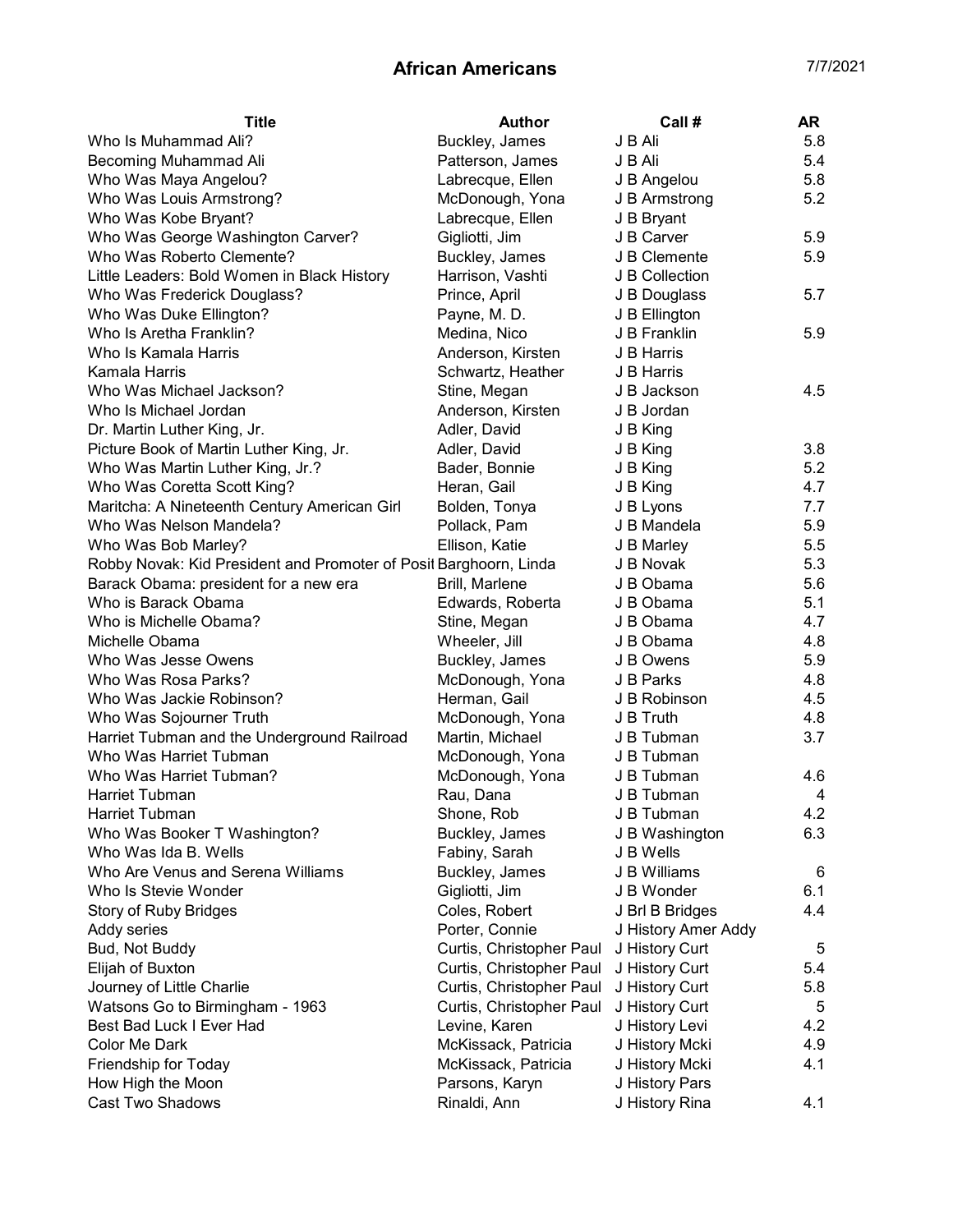# African Americans

7/7/2021

| Title | Author | Call # | AR |
|---|---|---|---|
| Who Is Muhammad Ali? | Buckley, James | J B Ali | 5.8 |
| Becoming Muhammad Ali | Patterson, James | J B Ali | 5.4 |
| Who Was Maya Angelou? | Labrecque, Ellen | J B Angelou | 5.8 |
| Who Was Louis Armstrong? | McDonough, Yona | J B Armstrong | 5.2 |
| Who Was Kobe Bryant? | Labrecque, Ellen | J B Bryant | |
| Who Was George Washington Carver? | Gigliotti, Jim | J B Carver | 5.9 |
| Who Was Roberto Clemente? | Buckley, James | J B Clemente | 5.9 |
| Little Leaders: Bold Women in Black History | Harrison, Vashti | J B Collection | |
| Who Was Frederick Douglass? | Prince, April | J B Douglass | 5.7 |
| Who Was Duke Ellington? | Payne, M. D. | J B Ellington | |
| Who Is Aretha Franklin? | Medina, Nico | J B Franklin | 5.9 |
| Who Is Kamala Harris | Anderson, Kirsten | J B Harris | |
| Kamala Harris | Schwartz, Heather | J B Harris | |
| Who Was Michael Jackson? | Stine, Megan | J B Jackson | 4.5 |
| Who Is Michael Jordan | Anderson, Kirsten | J B Jordan | |
| Dr. Martin Luther King, Jr. | Adler, David | J B King | |
| Picture Book of Martin Luther King, Jr. | Adler, David | J B King | 3.8 |
| Who Was Martin Luther King, Jr.? | Bader, Bonnie | J B King | 5.2 |
| Who Was Coretta Scott King? | Heran, Gail | J B King | 4.7 |
| Maritcha: A Nineteenth Century American Girl | Bolden, Tonya | J B Lyons | 7.7 |
| Who Was Nelson Mandela? | Pollack, Pam | J B Mandela | 5.9 |
| Who Was Bob Marley? | Ellison, Katie | J B Marley | 5.5 |
| Robby Novak: Kid President and Promoter of Posit | Barghoorn, Linda | J B Novak | 5.3 |
| Barack Obama: president for a new era | Brill, Marlene | J B Obama | 5.6 |
| Who is Barack Obama | Edwards, Roberta | J B Obama | 5.1 |
| Who is Michelle Obama? | Stine, Megan | J B Obama | 4.7 |
| Michelle Obama | Wheeler, Jill | J B Obama | 4.8 |
| Who Was Jesse Owens | Buckley, James | J B Owens | 5.9 |
| Who Was Rosa Parks? | McDonough, Yona | J B Parks | 4.8 |
| Who Was Jackie Robinson? | Herman, Gail | J B Robinson | 4.5 |
| Who Was Sojourner Truth | McDonough, Yona | J B Truth | 4.8 |
| Harriet Tubman and the Underground Railroad | Martin, Michael | J B Tubman | 3.7 |
| Who Was Harriet Tubman | McDonough, Yona | J B Tubman | |
| Who Was Harriet Tubman? | McDonough, Yona | J B Tubman | 4.6 |
| Harriet Tubman | Rau, Dana | J B Tubman | 4 |
| Harriet Tubman | Shone, Rob | J B Tubman | 4.2 |
| Who Was Booker T Washington? | Buckley, James | J B Washington | 6.3 |
| Who Was Ida B. Wells | Fabiny, Sarah | J B Wells | |
| Who Are Venus and Serena Williams | Buckley, James | J B Williams | 6 |
| Who Is Stevie Wonder | Gigliotti, Jim | J B Wonder | 6.1 |
| Story of Ruby Bridges | Coles, Robert | J Brl B Bridges | 4.4 |
| Addy series | Porter, Connie | J History Amer Addy | |
| Bud, Not Buddy | Curtis, Christopher Paul | J History Curt | 5 |
| Elijah of Buxton | Curtis, Christopher Paul | J History Curt | 5.4 |
| Journey of Little Charlie | Curtis, Christopher Paul | J History Curt | 5.8 |
| Watsons Go to Birmingham - 1963 | Curtis, Christopher Paul | J History Curt | 5 |
| Best Bad Luck I Ever Had | Levine, Karen | J History Levi | 4.2 |
| Color Me Dark | McKissack, Patricia | J History Mcki | 4.9 |
| Friendship for Today | McKissack, Patricia | J History Mcki | 4.1 |
| How High the Moon | Parsons, Karyn | J History Pars | |
| Cast Two Shadows | Rinaldi, Ann | J History Rina | 4.1 |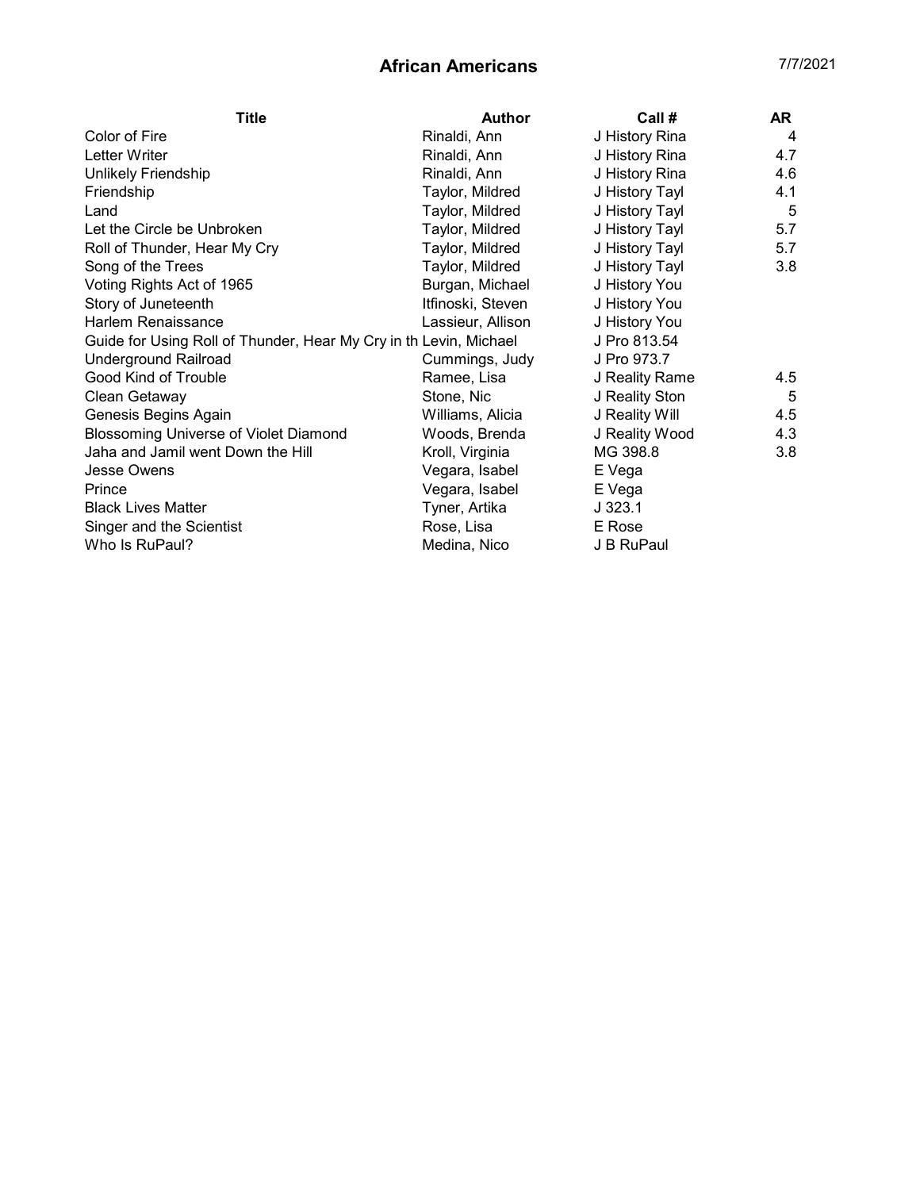# African Americans

7/7/2021

| Title | Author | Call # | AR |
|---|---|---|---|
| Color of Fire | Rinaldi, Ann | J History Rina | 4 |
| Letter Writer | Rinaldi, Ann | J History Rina | 4.7 |
| Unlikely Friendship | Rinaldi, Ann | J History Rina | 4.6 |
| Friendship | Taylor, Mildred | J History Tayl | 4.1 |
| Land | Taylor, Mildred | J History Tayl | 5 |
| Let the Circle be Unbroken | Taylor, Mildred | J History Tayl | 5.7 |
| Roll of Thunder, Hear My Cry | Taylor, Mildred | J History Tayl | 5.7 |
| Song of the Trees | Taylor, Mildred | J History Tayl | 3.8 |
| Voting Rights Act of 1965 | Burgan, Michael | J History You | |
| Story of Juneteenth | Itfinoski, Steven | J History You | |
| Harlem Renaissance | Lassieur, Allison | J History You | |
| Guide for Using Roll of Thunder, Hear My Cry in th | Levin, Michael | J Pro 813.54 | |
| Underground Railroad | Cummings, Judy | J Pro 973.7 | |
| Good Kind of Trouble | Ramee, Lisa | J Reality Rame | 4.5 |
| Clean Getaway | Stone, Nic | J Reality Ston | 5 |
| Genesis Begins Again | Williams, Alicia | J Reality Will | 4.5 |
| Blossoming Universe of Violet Diamond | Woods, Brenda | J Reality Wood | 4.3 |
| Jaha and Jamil went Down the Hill | Kroll, Virginia | MG 398.8 | 3.8 |
| Jesse Owens | Vegara, Isabel | E Vega | |
| Prince | Vegara, Isabel | E Vega | |
| Black Lives Matter | Tyner, Artika | J 323.1 | |
| Singer and the Scientist | Rose, Lisa | E Rose | |
| Who Is RuPaul? | Medina, Nico | J B RuPaul | |